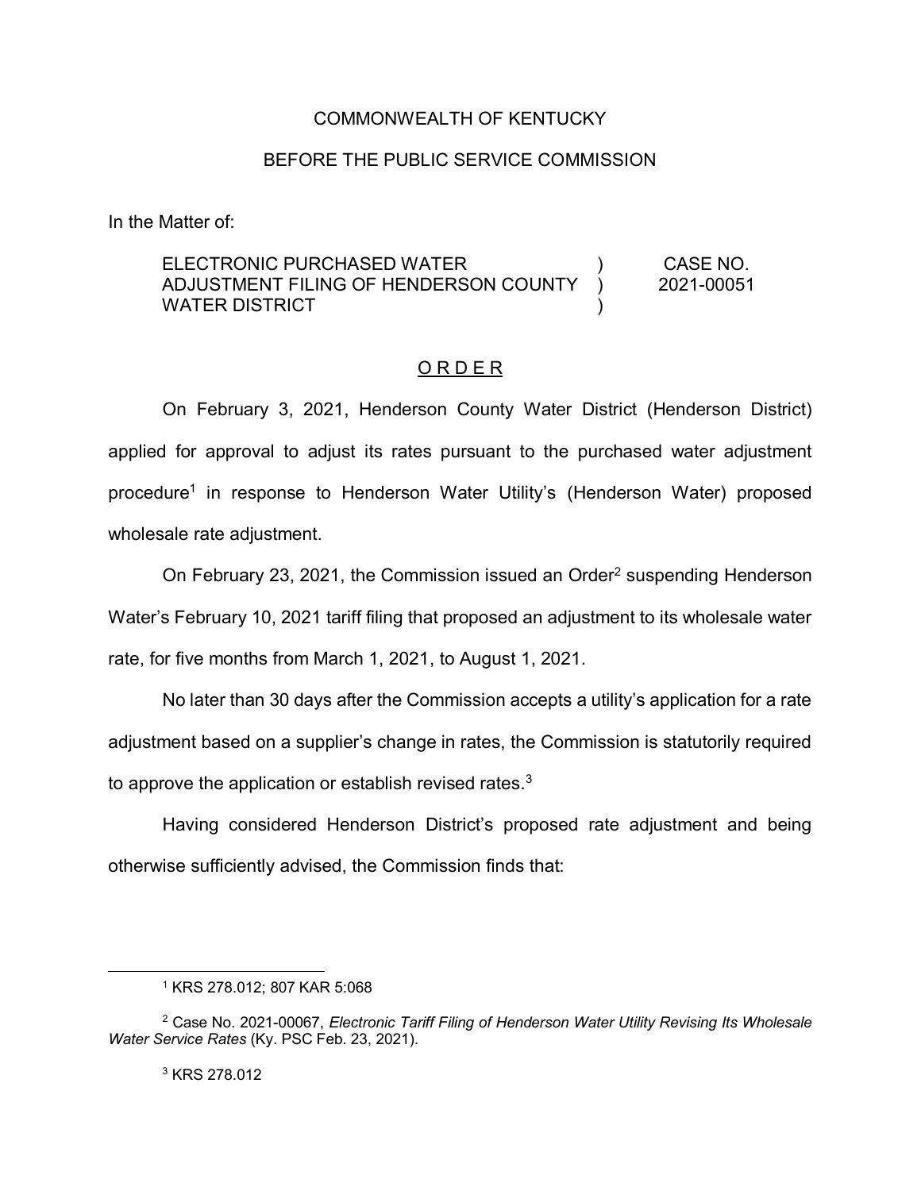COMMONWEALTH OF KENTUCKY

BEFORE THE PUBLIC SERVICE COMMISSION

In the Matter of:

| | | |
|---|---|---|
| ELECTRONIC PURCHASED WATER ADJUSTMENT FILING OF HENDERSON COUNTY WATER DISTRICT | ) ) ) | CASE NO. 2021-00051 |

<u>O R D E R</u>

On February 3, 2021, Henderson County Water District (Henderson District) applied for approval to adjust its rates pursuant to the purchased water adjustment procedure[1] in response to Henderson Water Utility's (Henderson Water) proposed wholesale rate adjustment.

On February 23, 2021, the Commission issued an Order[2] suspending Henderson Water's February 10, 2021 tariff filing that proposed an adjustment to its wholesale water rate, for five months from March 1, 2021, to August 1, 2021.

No later than 30 days after the Commission accepts a utility's application for a rate adjustment based on a supplier's change in rates, the Commission is statutorily required to approve the application or establish revised rates.[3]

Having considered Henderson District's proposed rate adjustment and being otherwise sufficiently advised, the Commission finds that:

---

[1] KRS 278.012; 807 KAR 5:068

[2] Case No. 2021-00067, *Electronic Tariff Filing of Henderson Water Utility Revising Its Wholesale Water Service Rates* (Ky. PSC Feb. 23, 2021).

[3] KRS 278.012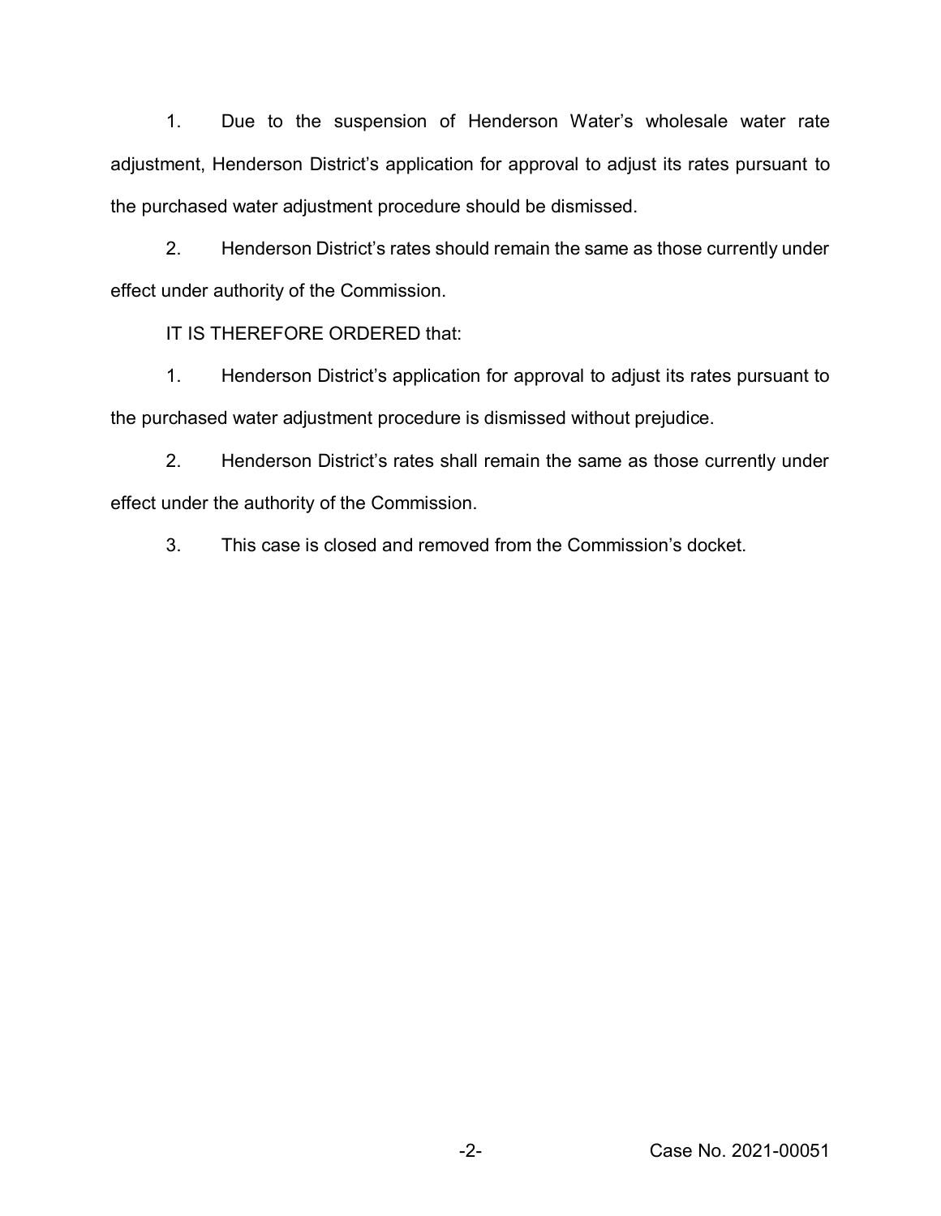1. Due to the suspension of Henderson Water's wholesale water rate adjustment, Henderson District's application for approval to adjust its rates pursuant to the purchased water adjustment procedure should be dismissed.

2. Henderson District's rates should remain the same as those currently under effect under authority of the Commission.

IT IS THEREFORE ORDERED that:

1. Henderson District's application for approval to adjust its rates pursuant to the purchased water adjustment procedure is dismissed without prejudice.

2. Henderson District's rates shall remain the same as those currently under effect under the authority of the Commission.

3. This case is closed and removed from the Commission's docket.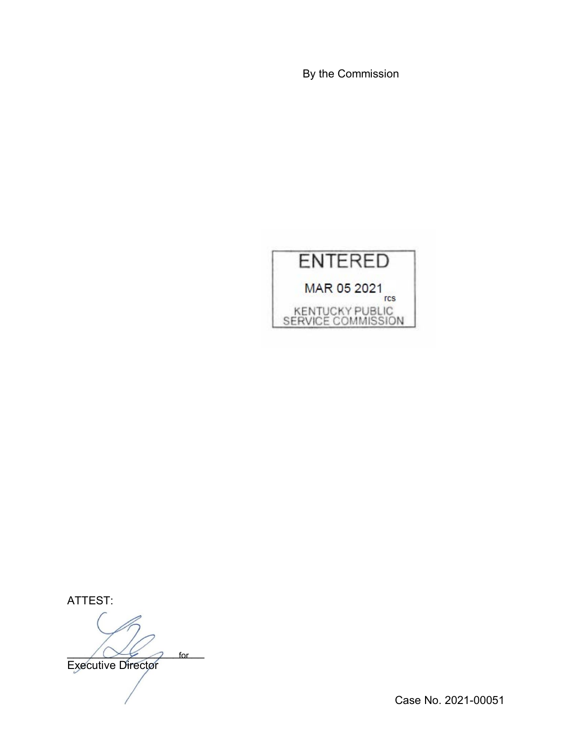By the Commission

ENTERED

MAR 05 2021

rcs

KENTUCKY PUBLIC
SERVICE COMMISSION

ATTEST:

_________________________ for

Executive Director

Case No. 2021-00051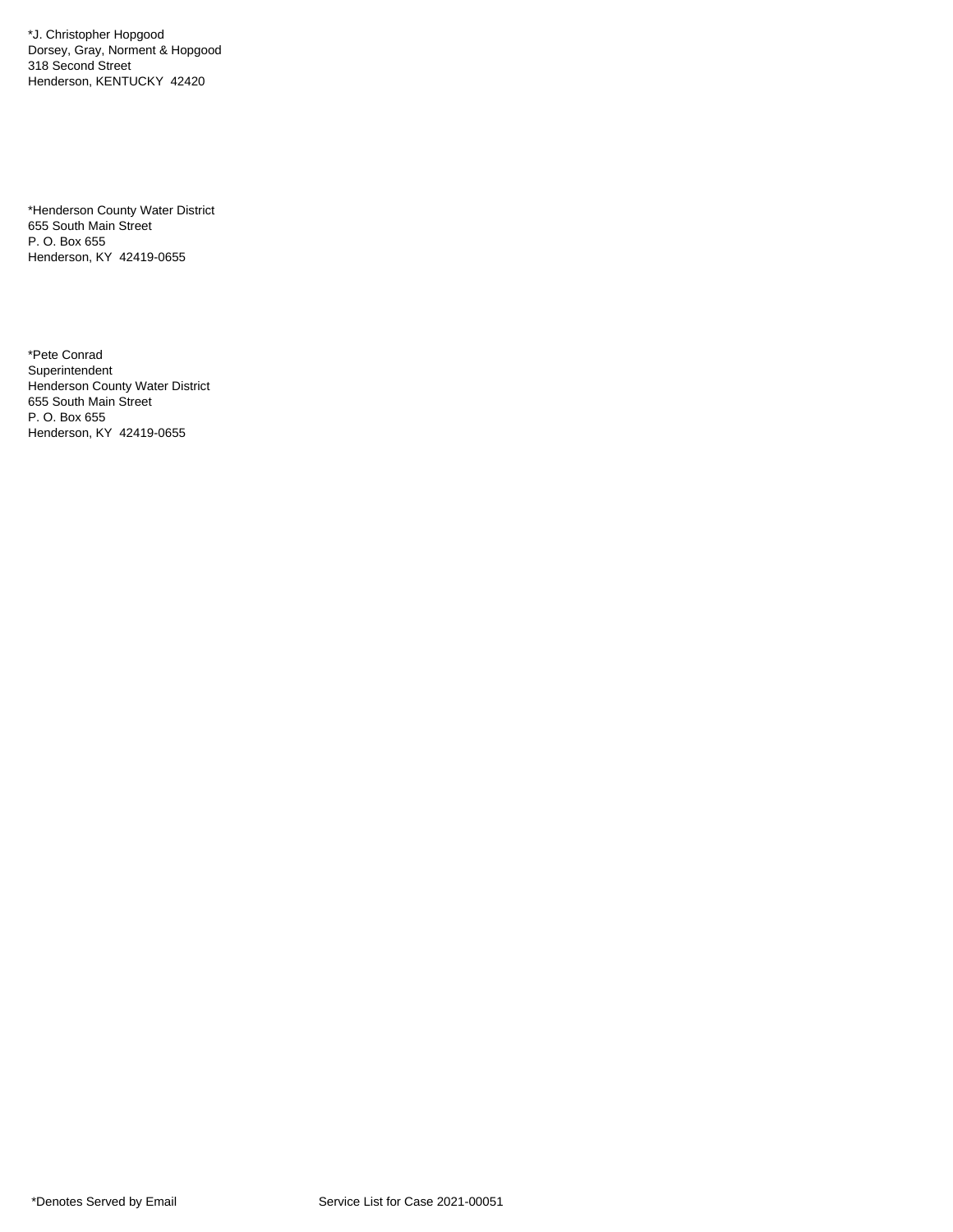*J. Christopher Hopgood
Dorsey, Gray, Norment & Hopgood
318 Second Street
Henderson, KENTUCKY  42420

*Henderson County Water District
655 South Main Street
P. O. Box 655
Henderson, KY  42419-0655

*Pete Conrad
Superintendent
Henderson County Water District
655 South Main Street
P. O. Box 655
Henderson, KY  42419-0655

*Denotes Served by Email

Service List for Case 2021-00051